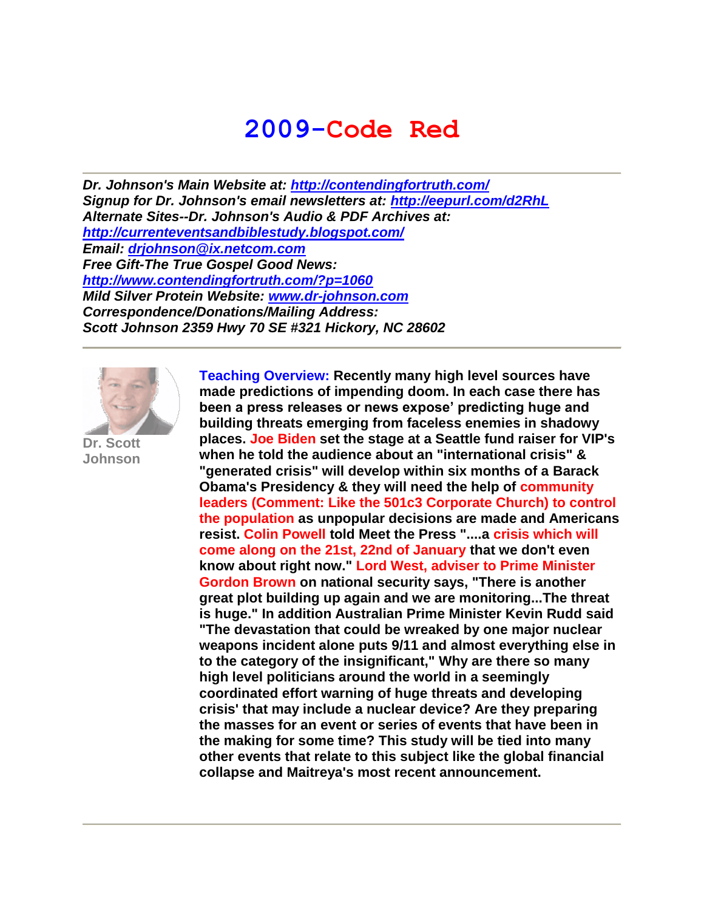# 2009-Code Red

---

***Dr. Johnson's Main Website at: http://contendingfortruth.com/***
***Signup for Dr. Johnson's email newsletters at: http://eepurl.com/d2RhL***
***Alternate Sites--Dr. Johnson's Audio & PDF Archives at: http://currenteventsandbiblestudy.blogspot.com/***
***Email: drjohnson@ix.netcom.com***
***Free Gift-The True Gospel Good News: http://www.contendingfortruth.com/?p=1060***
***Mild Silver Protein Website: www.dr-johnson.com***
***Correspondence/Donations/Mailing Address:***
***Scott Johnson 2359 Hwy 70 SE #321 Hickory, NC 28602***

---

**Dr. Scott Johnson**

**Teaching Overview: Recently many high level sources have made predictions of impending doom. In each case there has been a press releases or news expose' predicting huge and building threats emerging from faceless enemies in shadowy places. Joe Biden set the stage at a Seattle fund raiser for VIP's when he told the audience about an "international crisis" & "generated crisis" will develop within six months of a Barack Obama's Presidency & they will need the help of community leaders (Comment: Like the 501c3 Corporate Church) to control the population as unpopular decisions are made and Americans resist. Colin Powell told Meet the Press "....a crisis which will come along on the 21st, 22nd of January that we don't even know about right now." Lord West, adviser to Prime Minister Gordon Brown on national security says, "There is another great plot building up again and we are monitoring...The threat is huge." In addition Australian Prime Minister Kevin Rudd said "The devastation that could be wreaked by one major nuclear weapons incident alone puts 9/11 and almost everything else in to the category of the insignificant," Why are there so many high level politicians around the world in a seemingly coordinated effort warning of huge threats and developing crisis' that may include a nuclear device? Are they preparing the masses for an event or series of events that have been in the making for some time? This study will be tied into many other events that relate to this subject like the global financial collapse and Maitreya's most recent announcement.**

---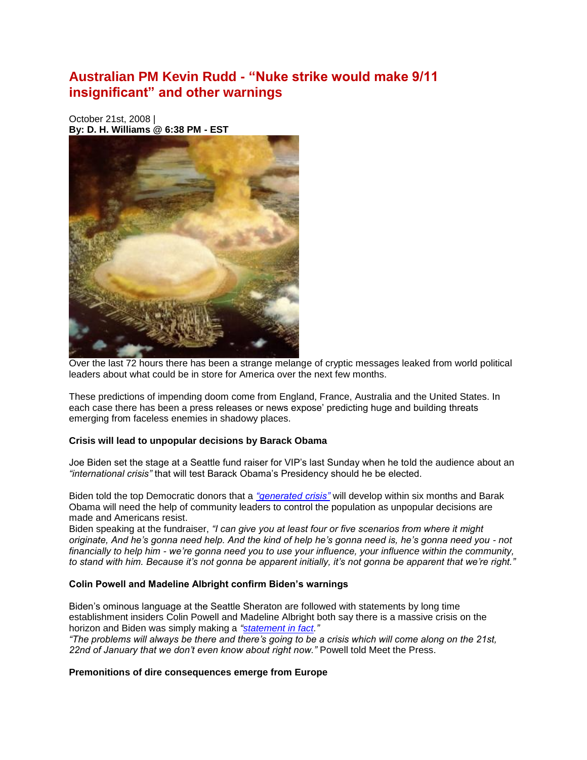# Australian PM Kevin Rudd - "Nuke strike would make 9/11 insignificant" and other warnings

October 21st, 2008 |
**By: D. H. Williams @ 6:38 PM - EST**

Over the last 72 hours there has been a strange melange of cryptic messages leaked from world political leaders about what could be in store for America over the next few months.

These predictions of impending doom come from England, France, Australia and the United States. In each case there has been a press releases or news expose' predicting huge and building threats emerging from faceless enemies in shadowy places.

**Crisis will lead to unpopular decisions by Barack Obama**

Joe Biden set the stage at a Seattle fund raiser for VIP's last Sunday when he told the audience about an *"international crisis"* that will test Barack Obama's Presidency should he be elected.

Biden told the top Democratic donors that a *"generated crisis"* will develop within six months and Barak Obama will need the help of community leaders to control the population as unpopular decisions are made and Americans resist.

Biden speaking at the fundraiser, *"I can give you at least four or five scenarios from where it might originate, And he's gonna need help. And the kind of help he's gonna need is, he's gonna need you - not financially to help him - we're gonna need you to use your influence, your influence within the community, to stand with him. Because it's not gonna be apparent initially, it's not gonna be apparent that we're right."*

**Colin Powell and Madeline Albright confirm Biden's warnings**

Biden's ominous language at the Seattle Sheraton are followed with statements by long time establishment insiders Colin Powell and Madeline Albright both say there is a massive crisis on the horizon and Biden was simply making a *"statement in fact."*

*"The problems will always be there and there's going to be a crisis which will come along on the 21st, 22nd of January that we don't even know about right now."* Powell told Meet the Press.

**Premonitions of dire consequences emerge from Europe**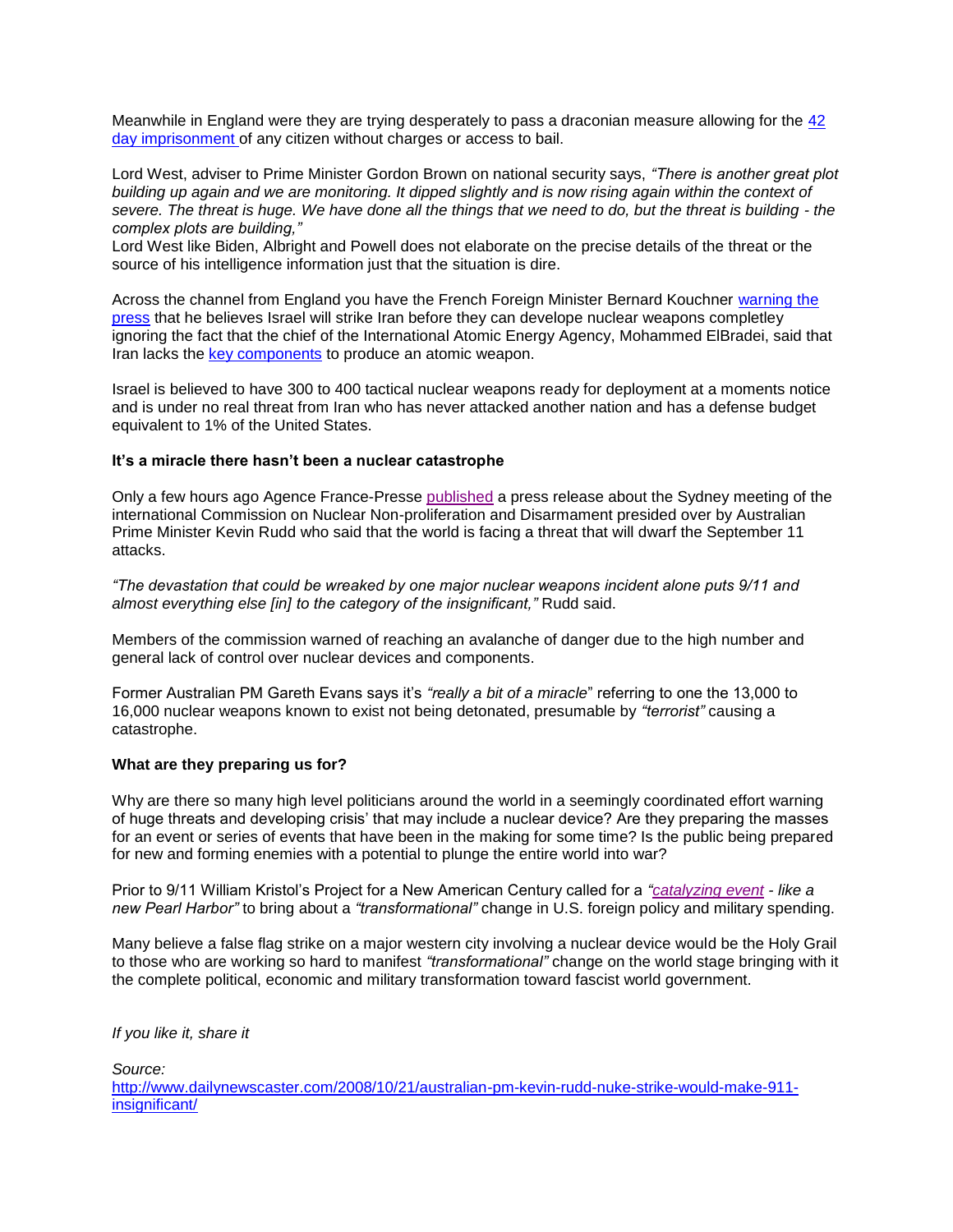Meanwhile in England were they are trying desperately to pass a draconian measure allowing for the 42 day imprisonment of any citizen without charges or access to bail.

Lord West, adviser to Prime Minister Gordon Brown on national security says, *"There is another great plot building up again and we are monitoring. It dipped slightly and is now rising again within the context of severe. The threat is huge. We have done all the things that we need to do, but the threat is building - the complex plots are building,"*

Lord West like Biden, Albright and Powell does not elaborate on the precise details of the threat or the source of his intelligence information just that the situation is dire.

Across the channel from England you have the French Foreign Minister Bernard Kouchner warning the press that he believes Israel will strike Iran before they can develope nuclear weapons completley ignoring the fact that the chief of the International Atomic Energy Agency, Mohammed ElBradei, said that Iran lacks the key components to produce an atomic weapon.

Israel is believed to have 300 to 400 tactical nuclear weapons ready for deployment at a moments notice and is under no real threat from Iran who has never attacked another nation and has a defense budget equivalent to 1% of the United States.

**It's a miracle there hasn't been a nuclear catastrophe**

Only a few hours ago Agence France-Presse published a press release about the Sydney meeting of the international Commission on Nuclear Non-proliferation and Disarmament presided over by Australian Prime Minister Kevin Rudd who said that the world is facing a threat that will dwarf the September 11 attacks.

*"The devastation that could be wreaked by one major nuclear weapons incident alone puts 9/11 and almost everything else [in] to the category of the insignificant,"* Rudd said.

Members of the commission warned of reaching an avalanche of danger due to the high number and general lack of control over nuclear devices and components.

Former Australian PM Gareth Evans says it's *"really a bit of a miracle*" referring to one the 13,000 to 16,000 nuclear weapons known to exist not being detonated, presumable by *"terrorist"* causing a catastrophe.

**What are they preparing us for?**

Why are there so many high level politicians around the world in a seemingly coordinated effort warning of huge threats and developing crisis' that may include a nuclear device? Are they preparing the masses for an event or series of events that have been in the making for some time? Is the public being prepared for new and forming enemies with a potential to plunge the entire world into war?

Prior to 9/11 William Kristol's Project for a New American Century called for a *"catalyzing event - like a new Pearl Harbor"* to bring about a *"transformational"* change in U.S. foreign policy and military spending.

Many believe a false flag strike on a major western city involving a nuclear device would be the Holy Grail to those who are working so hard to manifest *"transformational"* change on the world stage bringing with it the complete political, economic and military transformation toward fascist world government.

*If you like it, share it*

*Source:*
http://www.dailynewscaster.com/2008/10/21/australian-pm-kevin-rudd-nuke-strike-would-make-911-insignificant/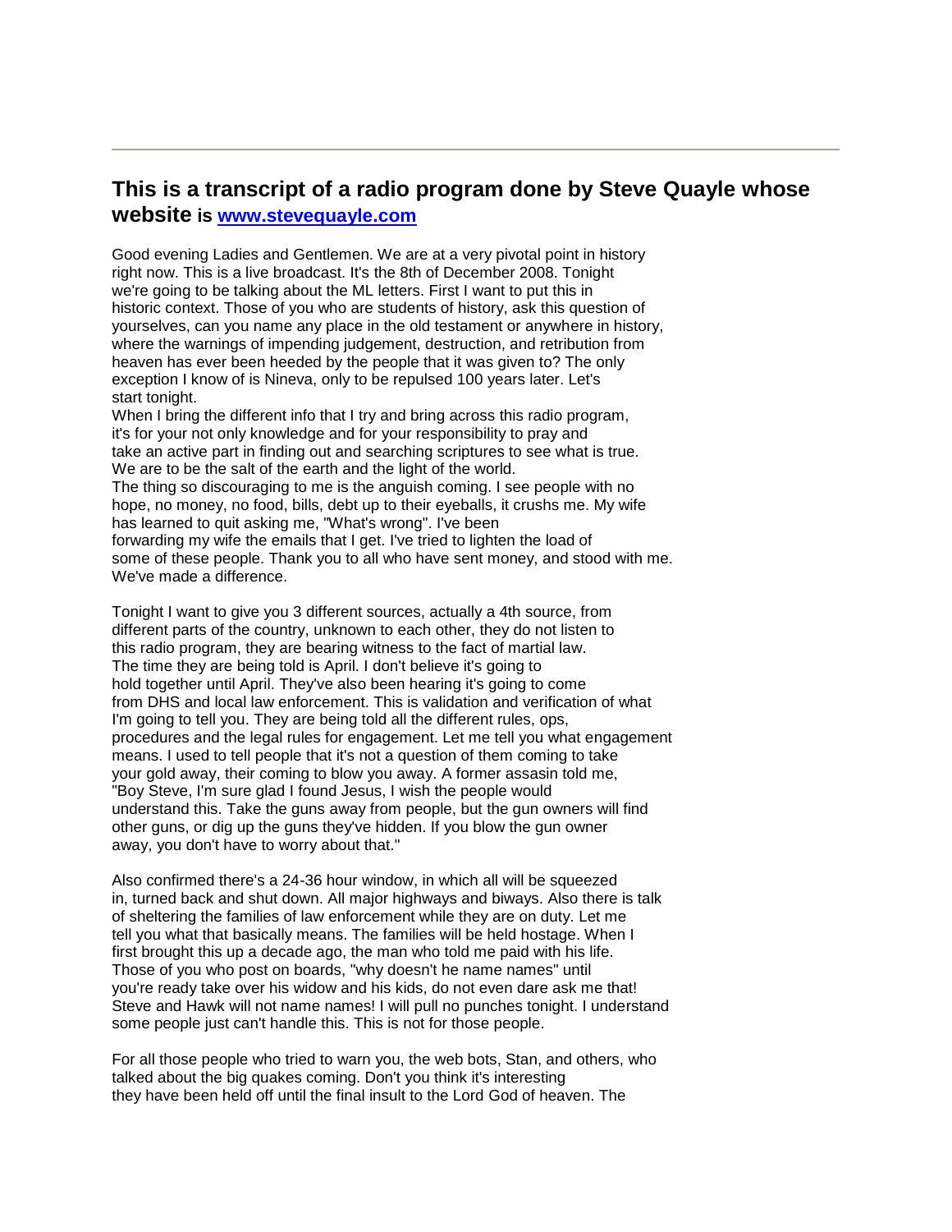## This is a transcript of a radio program done by Steve Quayle whose website is [www.stevequayle.com](http://www.stevequayle.com)

Good evening Ladies and Gentlemen. We are at a very pivotal point in history right now. This is a live broadcast. It's the 8th of December 2008. Tonight we're going to be talking about the ML letters. First I want to put this in historic context. Those of you who are students of history, ask this question of yourselves, can you name any place in the old testament or anywhere in history, where the warnings of impending judgement, destruction, and retribution from heaven has ever been heeded by the people that it was given to? The only exception I know of is Nineva, only to be repulsed 100 years later. Let's start tonight.
When I bring the different info that I try and bring across this radio program, it's for your not only knowledge and for your responsibility to pray and take an active part in finding out and searching scriptures to see what is true. We are to be the salt of the earth and the light of the world.
The thing so discouraging to me is the anguish coming. I see people with no hope, no money, no food, bills, debt up to their eyeballs, it crushes me. My wife has learned to quit asking me, "What's wrong". I've been forwarding my wife the emails that I get. I've tried to lighten the load of some of these people. Thank you to all who have sent money, and stood with me. We've made a difference.

Tonight I want to give you 3 different sources, actually a 4th source, from different parts of the country, unknown to each other, they do not listen to this radio program, they are bearing witness to the fact of martial law. The time they are being told is April. I don't believe it's going to hold together until April. They've also been hearing it's going to come from DHS and local law enforcement. This is validation and verification of what I'm going to tell you. They are being told all the different rules, ops, procedures and the legal rules for engagement. Let me tell you what engagement means. I used to tell people that it's not a question of them coming to take your gold away, their coming to blow you away. A former assasin told me, "Boy Steve, I'm sure glad I found Jesus, I wish the people would understand this. Take the guns away from people, but the gun owners will find other guns, or dig up the guns they've hidden. If you blow the gun owner away, you don't have to worry about that."

Also confirmed there's a 24-36 hour window, in which all will be squeezed in, turned back and shut down. All major highways and biways. Also there is talk of sheltering the families of law enforcement while they are on duty. Let me tell you what that basically means. The families will be held hostage. When I first brought this up a decade ago, the man who told me paid with his life. Those of you who post on boards, "why doesn't he name names" until you're ready take over his widow and his kids, do not even dare ask me that! Steve and Hawk will not name names! I will pull no punches tonight. I understand some people just can't handle this. This is not for those people.

For all those people who tried to warn you, the web bots, Stan, and others, who talked about the big quakes coming. Don't you think it's interesting they have been held off until the final insult to the Lord God of heaven. The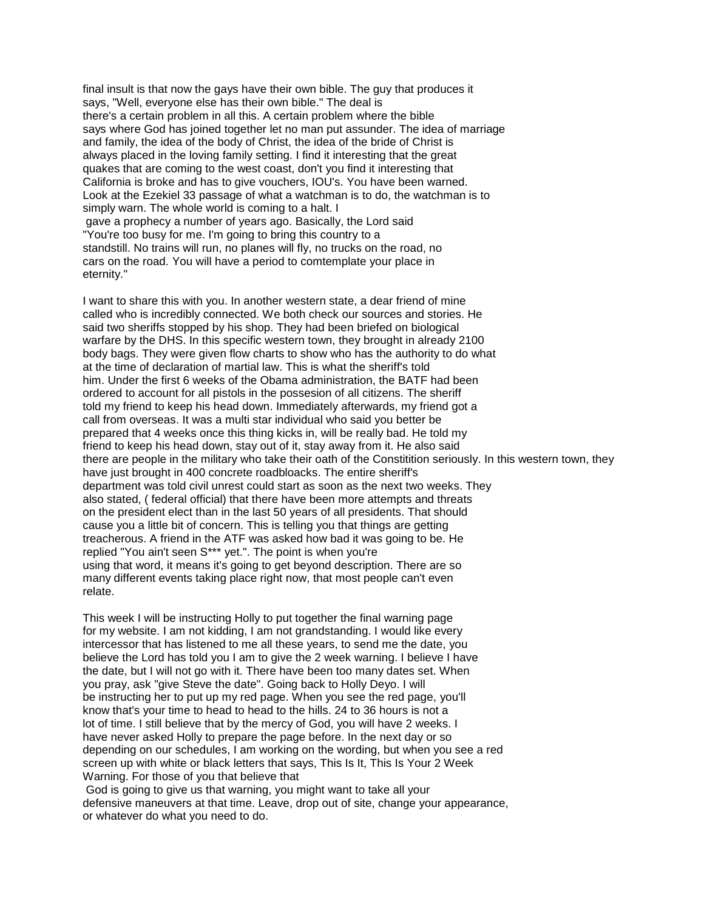final insult is that now the gays have their own bible. The guy that produces it says, "Well, everyone else has their own bible." The deal is there's a certain problem in all this. A certain problem where the bible says where God has joined together let no man put assunder. The idea of marriage and family, the idea of the body of Christ, the idea of the bride of Christ is always placed in the loving family setting. I find it interesting that the great quakes that are coming to the west coast, don't you find it interesting that California is broke and has to give vouchers, IOU's. You have been warned. Look at the Ezekiel 33 passage of what a watchman is to do, the watchman is to simply warn. The whole world is coming to a halt. I gave a prophecy a number of years ago. Basically, the Lord said "You're too busy for me. I'm going to bring this country to a standstill. No trains will run, no planes will fly, no trucks on the road, no cars on the road. You will have a period to comtemplate your place in eternity."

I want to share this with you. In another western state, a dear friend of mine called who is incredibly connected. We both check our sources and stories. He said two sheriffs stopped by his shop. They had been briefed on biological warfare by the DHS. In this specific western town, they brought in already 2100 body bags. They were given flow charts to show who has the authority to do what at the time of declaration of martial law. This is what the sheriff's told him. Under the first 6 weeks of the Obama administration, the BATF had been ordered to account for all pistols in the possesion of all citizens. The sheriff told my friend to keep his head down. Immediately afterwards, my friend got a call from overseas. It was a multi star individual who said you better be prepared that 4 weeks once this thing kicks in, will be really bad. He told my friend to keep his head down, stay out of it, stay away from it. He also said there are people in the military who take their oath of the Constitition seriously. In this western town, they have just brought in 400 concrete roadbloacks. The entire sheriff's department was told civil unrest could start as soon as the next two weeks. They also stated, ( federal official) that there have been more attempts and threats on the president elect than in the last 50 years of all presidents. That should cause you a little bit of concern. This is telling you that things are getting treacherous. A friend in the ATF was asked how bad it was going to be. He replied "You ain't seen S*** yet.". The point is when you're using that word, it means it's going to get beyond description. There are so many different events taking place right now, that most people can't even relate.

This week I will be instructing Holly to put together the final warning page for my website. I am not kidding, I am not grandstanding. I would like every intercessor that has listened to me all these years, to send me the date, you believe the Lord has told you I am to give the 2 week warning. I believe I have the date, but I will not go with it. There have been too many dates set. When you pray, ask "give Steve the date". Going back to Holly Deyo. I will be instructing her to put up my red page. When you see the red page, you'll know that's your time to head to head to the hills. 24 to 36 hours is not a lot of time. I still believe that by the mercy of God, you will have 2 weeks. I have never asked Holly to prepare the page before. In the next day or so depending on our schedules, I am working on the wording, but when you see a red screen up with white or black letters that says, This Is It, This Is Your 2 Week Warning. For those of you that believe that God is going to give us that warning, you might want to take all your defensive maneuvers at that time. Leave, drop out of site, change your appearance, or whatever do what you need to do.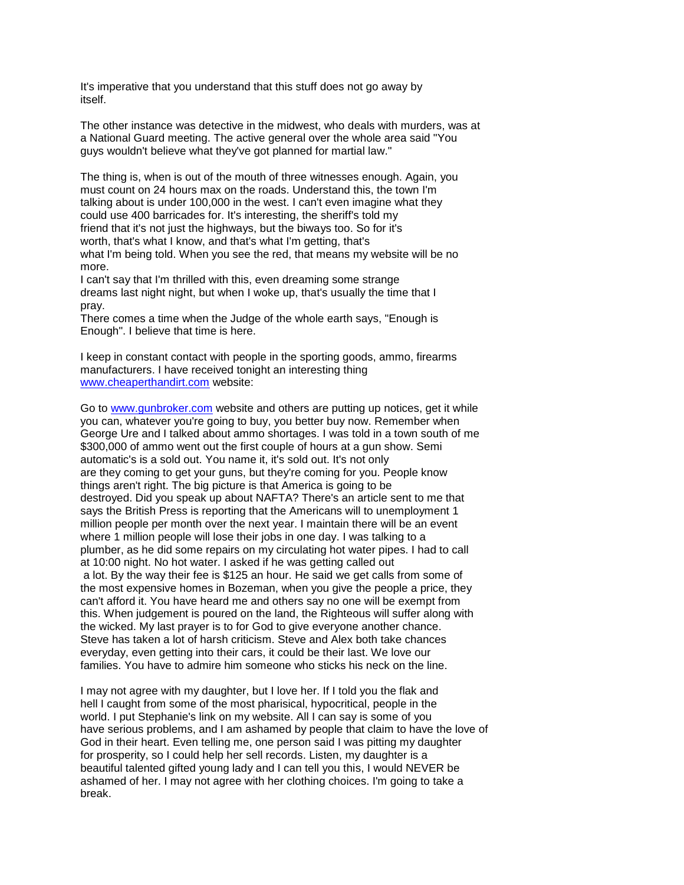It's imperative that you understand that this stuff does not go away by itself.

The other instance was detective in the midwest, who deals with murders, was at a National Guard meeting. The active general over the whole area said "You guys wouldn't believe what they've got planned for martial law."

The thing is, when is out of the mouth of three witnesses enough. Again, you must count on 24 hours max on the roads. Understand this, the town I'm talking about is under 100,000 in the west. I can't even imagine what they could use 400 barricades for. It's interesting, the sheriff's told my friend that it's not just the highways, but the biways too. So for it's worth, that's what I know, and that's what I'm getting, that's what I'm being told. When you see the red, that means my website will be no more.
I can't say that I'm thrilled with this, even dreaming some strange dreams last night night, but when I woke up, that's usually the time that I pray.
There comes a time when the Judge of the whole earth says, "Enough is Enough". I believe that time is here.

I keep in constant contact with people in the sporting goods, ammo, firearms manufacturers. I have received tonight an interesting thing [www.cheaperthandirt.com](http://www.cheaperthandirt.com) website:

Go to [www.gunbroker.com](http://www.gunbroker.com) website and others are putting up notices, get it while you can, whatever you're going to buy, you better buy now. Remember when George Ure and I talked about ammo shortages. I was told in a town south of me $300,000 of ammo went out the first couple of hours at a gun show. Semi automatic's is a sold out. You name it, it's sold out. It's not only are they coming to get your guns, but they're coming for you. People know things aren't right. The big picture is that America is going to be destroyed. Did you speak up about NAFTA? There's an article sent to me that says the British Press is reporting that the Americans will to unemployment 1 million people per month over the next year. I maintain there will be an event where 1 million people will lose their jobs in one day. I was talking to a plumber, as he did some repairs on my circulating hot water pipes. I had to call at 10:00 night. No hot water. I asked if he was getting called out a lot. By the way their fee is $125 an hour. He said we get calls from some of the most expensive homes in Bozeman, when you give the people a price, they can't afford it. You have heard me and others say no one will be exempt from this. When judgement is poured on the land, the Righteous will suffer along with the wicked. My last prayer is to for God to give everyone another chance. Steve has taken a lot of harsh criticism. Steve and Alex both take chances everyday, even getting into their cars, it could be their last. We love our families. You have to admire him someone who sticks his neck on the line.

I may not agree with my daughter, but I love her. If I told you the flak and hell I caught from some of the most pharisical, hypocritical, people in the world. I put Stephanie's link on my website. All I can say is some of you have serious problems, and I am ashamed by people that claim to have the love of God in their heart. Even telling me, one person said I was pitting my daughter for prosperity, so I could help her sell records. Listen, my daughter is a beautiful talented gifted young lady and I can tell you this, I would NEVER be ashamed of her. I may not agree with her clothing choices. I'm going to take a break.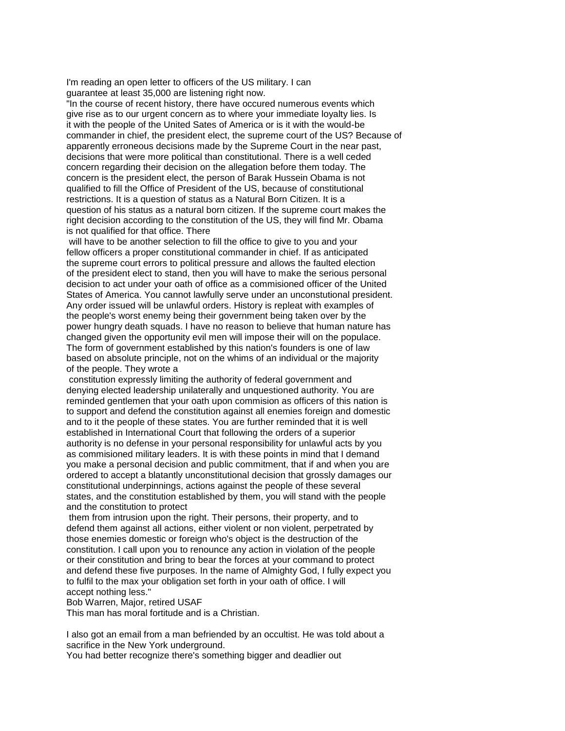I'm reading an open letter to officers of the US military. I can guarantee at least 35,000 are listening right now.

"In the course of recent history, there have occured numerous events which give rise as to our urgent concern as to where your immediate loyalty lies. Is it with the people of the United Sates of America or is it with the would-be commander in chief, the president elect, the supreme court of the US? Because of apparently erroneous decisions made by the Supreme Court in the near past, decisions that were more political than constitutional. There is a well ceded concern regarding their decision on the allegation before them today. The concern is the president elect, the person of Barak Hussein Obama is not qualified to fill the Office of President of the US, because of constitutional restrictions. It is a question of status as a Natural Born Citizen. It is a question of his status as a natural born citizen. If the supreme court makes the right decision according to the constitution of the US, they will find Mr. Obama is not qualified for that office. There will have to be another selection to fill the office to give to you and your fellow officers a proper constitutional commander in chief. If as anticipated the supreme court errors to political pressure and allows the faulted election of the president elect to stand, then you will have to make the serious personal decision to act under your oath of office as a commisioned officer of the United States of America. You cannot lawfully serve under an unconstutional president. Any order issued will be unlawful orders. History is repleat with examples of the people's worst enemy being their government being taken over by the power hungry death squads. I have no reason to believe that human nature has changed given the opportunity evil men will impose their will on the populace. The form of government established by this nation's founders is one of law based on absolute principle, not on the whims of an individual or the majority of the people. They wrote a constitution expressly limiting the authority of federal government and denying elected leadership unilaterally and unquestioned authority. You are reminded gentlemen that your oath upon commision as officers of this nation is to support and defend the constitution against all enemies foreign and domestic and to it the people of these states. You are further reminded that it is well established in International Court that following the orders of a superior authority is no defense in your personal responsibility for unlawful acts by you as commisioned military leaders. It is with these points in mind that I demand you make a personal decision and public commitment, that if and when you are ordered to accept a blatantly unconstitutional decision that grossly damages our constitutional underpinnings, actions against the people of these several states, and the constitution established by them, you will stand with the people and the constitution to protect them from intrusion upon the right. Their persons, their property, and to defend them against all actions, either violent or non violent, perpetrated by those enemies domestic or foreign who's object is the destruction of the constitution. I call upon you to renounce any action in violation of the people or their constitution and bring to bear the forces at your command to protect and defend these five purposes. In the name of Almighty God, I fully expect you to fulfil to the max your obligation set forth in your oath of office. I will accept nothing less."

Bob Warren, Major, retired USAF

This man has moral fortitude and is a Christian.

I also got an email from a man befriended by an occultist. He was told about a sacrifice in the New York underground.

You had better recognize there's something bigger and deadlier out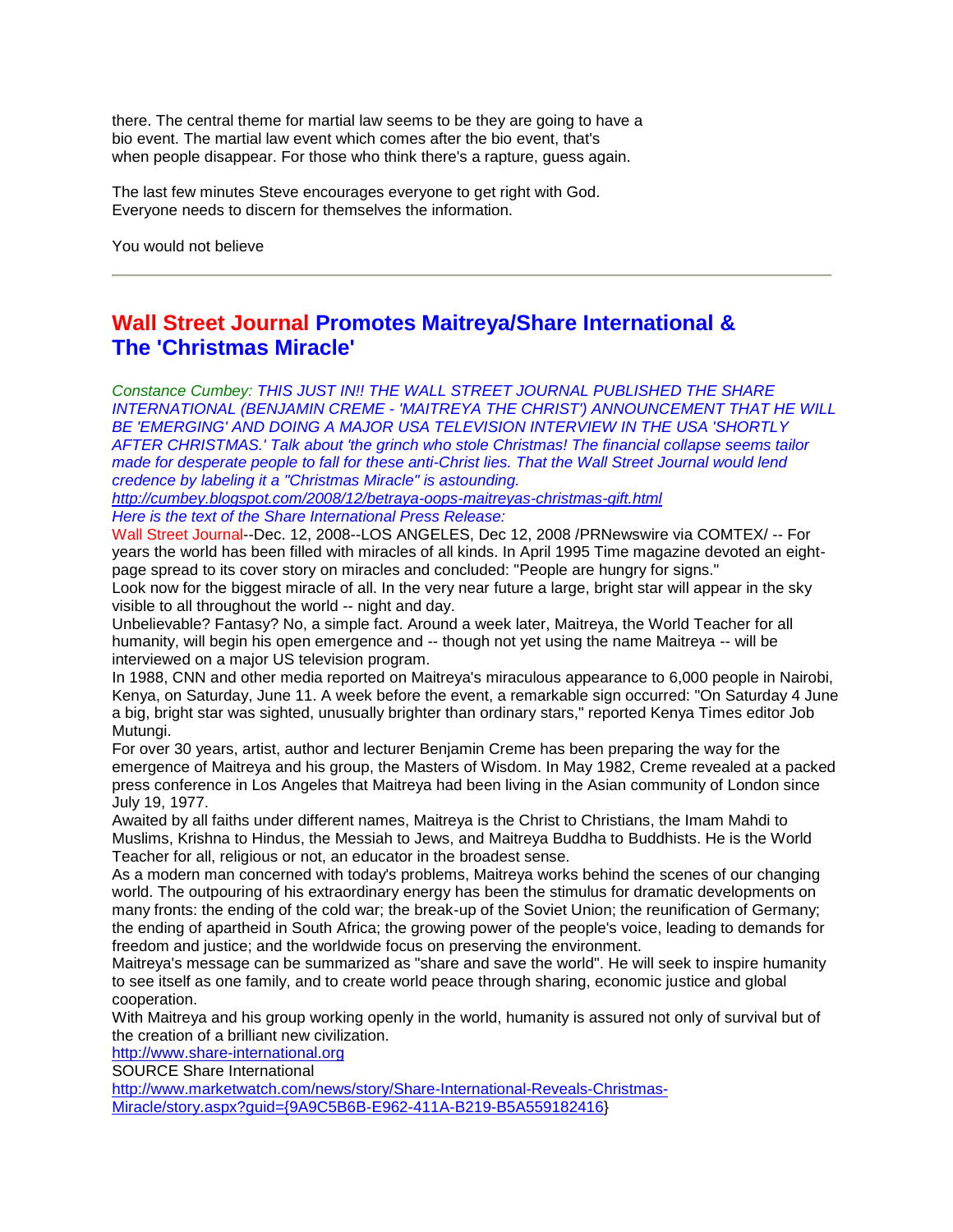there. The central theme for martial law seems to be they are going to have a bio event. The martial law event which comes after the bio event, that's when people disappear. For those who think there's a rapture, guess again.

The last few minutes Steve encourages everyone to get right with God. Everyone needs to discern for themselves the information.

You would not believe

---

## Wall Street Journal Promotes Maitreya/Share International & The 'Christmas Miracle'

*Constance Cumbey: THIS JUST IN!! THE WALL STREET JOURNAL PUBLISHED THE SHARE INTERNATIONAL (BENJAMIN CREME - 'MAITREYA THE CHRIST') ANNOUNCEMENT THAT HE WILL BE 'EMERGING' AND DOING A MAJOR USA TELEVISION INTERVIEW IN THE USA 'SHORTLY AFTER CHRISTMAS.' Talk about 'the grinch who stole Christmas! The financial collapse seems tailor made for desperate people to fall for these anti-Christ lies. That the Wall Street Journal would lend credence by labeling it a "Christmas Miracle" is astounding.*
*http://cumbey.blogspot.com/2008/12/betraya-oops-maitreyas-christmas-gift.html*
*Here is the text of the Share International Press Release:*

Wall Street Journal--Dec. 12, 2008--LOS ANGELES, Dec 12, 2008 /PRNewswire via COMTEX/ -- For years the world has been filled with miracles of all kinds. In April 1995 Time magazine devoted an eight-page spread to its cover story on miracles and concluded: "People are hungry for signs."

Look now for the biggest miracle of all. In the very near future a large, bright star will appear in the sky visible to all throughout the world -- night and day.

Unbelievable? Fantasy? No, a simple fact. Around a week later, Maitreya, the World Teacher for all humanity, will begin his open emergence and -- though not yet using the name Maitreya -- will be interviewed on a major US television program.

In 1988, CNN and other media reported on Maitreya's miraculous appearance to 6,000 people in Nairobi, Kenya, on Saturday, June 11. A week before the event, a remarkable sign occurred: "On Saturday 4 June a big, bright star was sighted, unusually brighter than ordinary stars," reported Kenya Times editor Job Mutungi.

For over 30 years, artist, author and lecturer Benjamin Creme has been preparing the way for the emergence of Maitreya and his group, the Masters of Wisdom. In May 1982, Creme revealed at a packed press conference in Los Angeles that Maitreya had been living in the Asian community of London since July 19, 1977.

Awaited by all faiths under different names, Maitreya is the Christ to Christians, the Imam Mahdi to Muslims, Krishna to Hindus, the Messiah to Jews, and Maitreya Buddha to Buddhists. He is the World Teacher for all, religious or not, an educator in the broadest sense.

As a modern man concerned with today's problems, Maitreya works behind the scenes of our changing world. The outpouring of his extraordinary energy has been the stimulus for dramatic developments on many fronts: the ending of the cold war; the break-up of the Soviet Union; the reunification of Germany; the ending of apartheid in South Africa; the growing power of the people's voice, leading to demands for freedom and justice; and the worldwide focus on preserving the environment.

Maitreya's message can be summarized as "share and save the world". He will seek to inspire humanity to see itself as one family, and to create world peace through sharing, economic justice and global cooperation.

With Maitreya and his group working openly in the world, humanity is assured not only of survival but of the creation of a brilliant new civilization.

http://www.share-international.org

SOURCE Share International

http://www.marketwatch.com/news/story/Share-International-Reveals-Christmas-Miracle/story.aspx?guid={9A9C5B6B-E962-411A-B219-B5A559182416}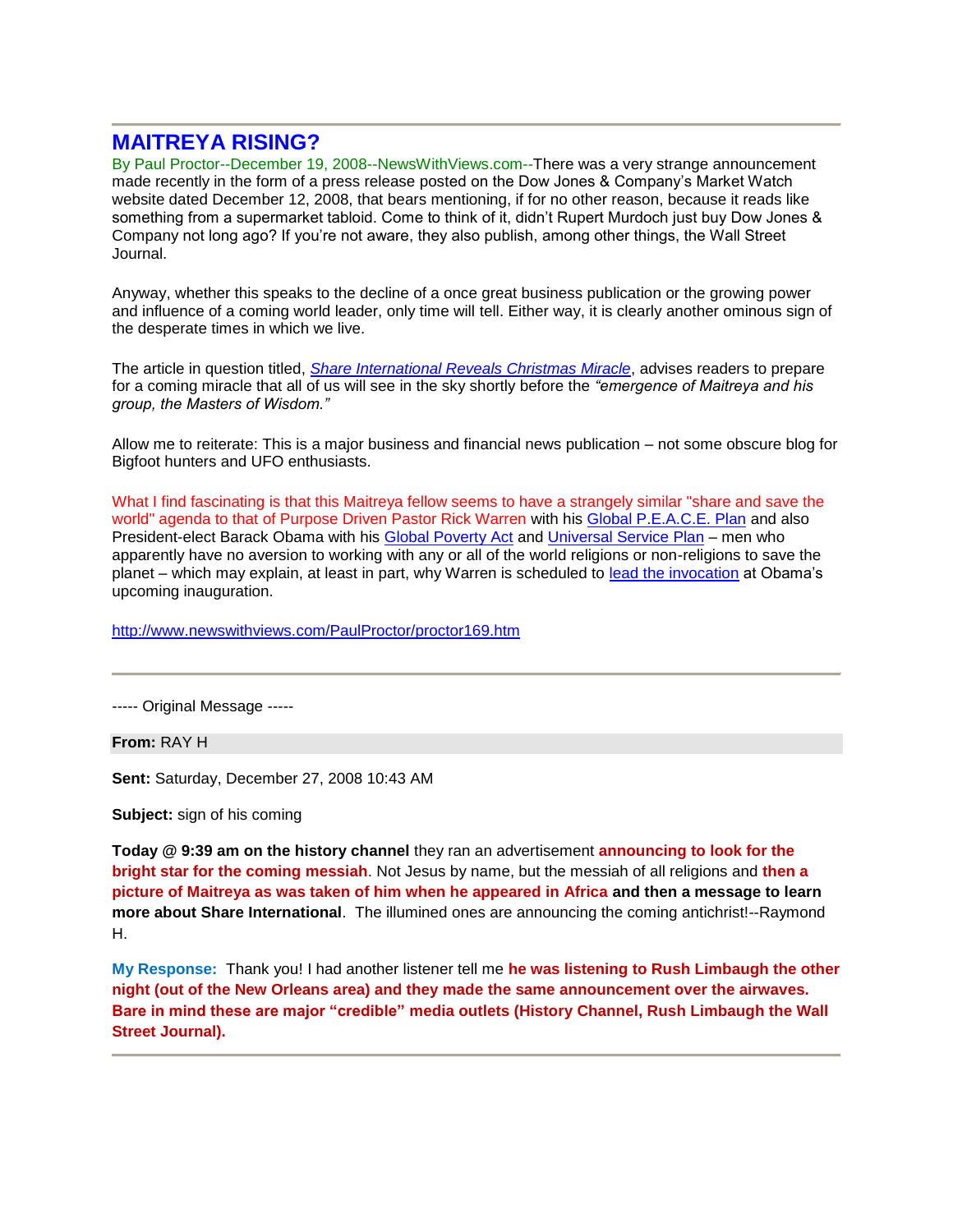---

## MAITREYA RISING?

By Paul Proctor--December 19, 2008--NewsWithViews.com--There was a very strange announcement made recently in the form of a press release posted on the Dow Jones & Company's Market Watch website dated December 12, 2008, that bears mentioning, if for no other reason, because it reads like something from a supermarket tabloid. Come to think of it, didn't Rupert Murdoch just buy Dow Jones & Company not long ago? If you're not aware, they also publish, among other things, the Wall Street Journal.

Anyway, whether this speaks to the decline of a once great business publication or the growing power and influence of a coming world leader, only time will tell. Either way, it is clearly another ominous sign of the desperate times in which we live.

The article in question titled, *Share International Reveals Christmas Miracle*, advises readers to prepare for a coming miracle that all of us will see in the sky shortly before the *"emergence of Maitreya and his group, the Masters of Wisdom."*

Allow me to reiterate: This is a major business and financial news publication – not some obscure blog for Bigfoot hunters and UFO enthusiasts.

What I find fascinating is that this Maitreya fellow seems to have a strangely similar "share and save the world" agenda to that of Purpose Driven Pastor Rick Warren with his Global P.E.A.C.E. Plan and also President-elect Barack Obama with his Global Poverty Act and Universal Service Plan – men who apparently have no aversion to working with any or all of the world religions or non-religions to save the planet – which may explain, at least in part, why Warren is scheduled to lead the invocation at Obama's upcoming inauguration.

http://www.newswithviews.com/PaulProctor/proctor169.htm

---

----- Original Message -----

**From:** RAY H

**Sent:** Saturday, December 27, 2008 10:43 AM

**Subject:** sign of his coming

**Today @ 9:39 am on the history channel** they ran an advertisement **announcing to look for the bright star for the coming messiah**. Not Jesus by name, but the messiah of all religions and **then a picture of Maitreya as was taken of him when he appeared in Africa and then a message to learn more about Share International**. The illumined ones are announcing the coming antichrist!--Raymond H.

**My Response:** Thank you! I had another listener tell me **he was listening to Rush Limbaugh the other night (out of the New Orleans area) and they made the same announcement over the airwaves. Bare in mind these are major "credible" media outlets (History Channel, Rush Limbaugh the Wall Street Journal).**

---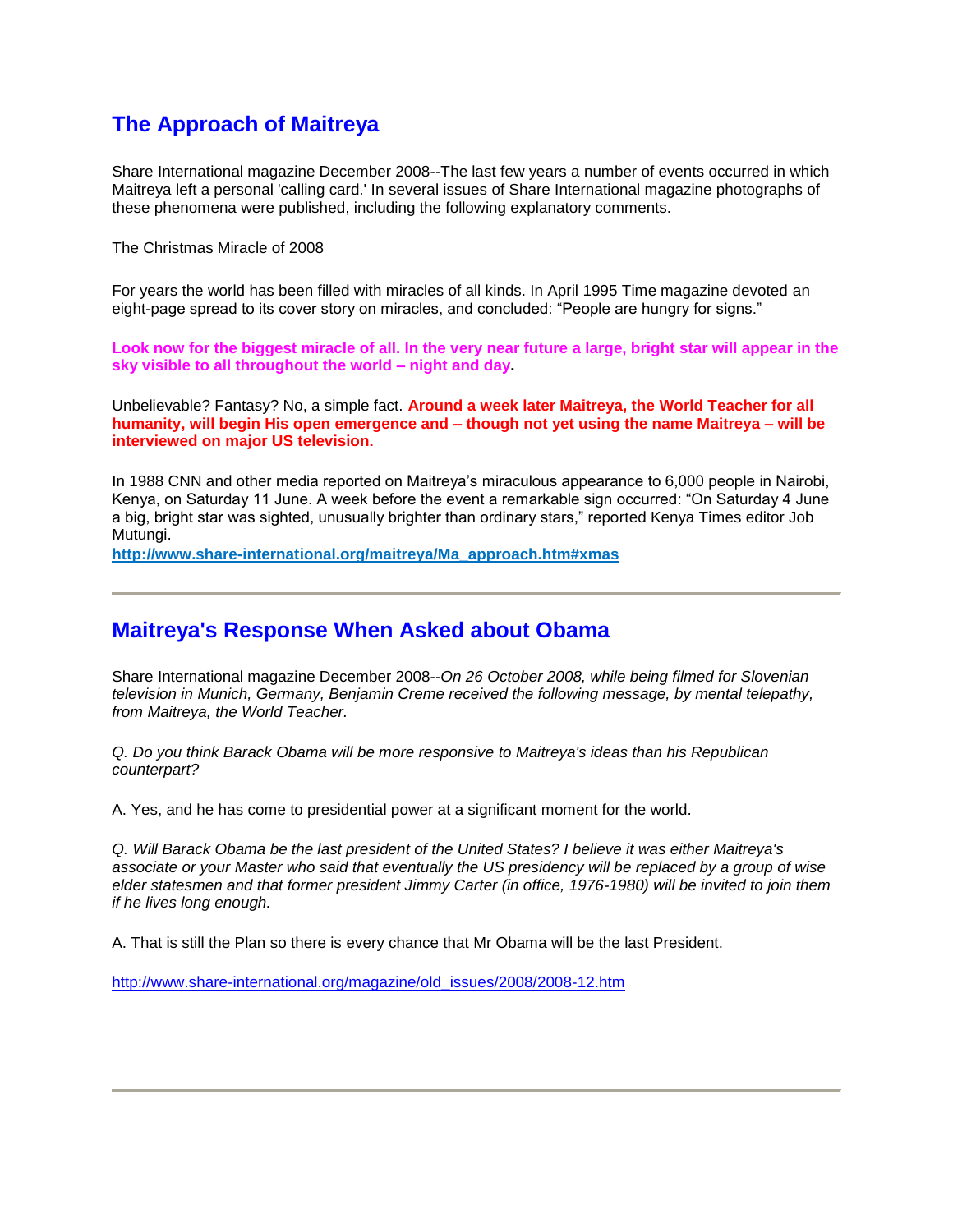## The Approach of Maitreya

Share International magazine December 2008--The last few years a number of events occurred in which Maitreya left a personal 'calling card.' In several issues of Share International magazine photographs of these phenomena were published, including the following explanatory comments.

The Christmas Miracle of 2008

For years the world has been filled with miracles of all kinds. In April 1995 Time magazine devoted an eight-page spread to its cover story on miracles, and concluded: "People are hungry for signs."

**Look now for the biggest miracle of all. In the very near future a large, bright star will appear in the sky visible to all throughout the world – night and day.**

Unbelievable? Fantasy? No, a simple fact. **Around a week later Maitreya, the World Teacher for all humanity, will begin His open emergence and – though not yet using the name Maitreya – will be interviewed on major US television.**

In 1988 CNN and other media reported on Maitreya's miraculous appearance to 6,000 people in Nairobi, Kenya, on Saturday 11 June. A week before the event a remarkable sign occurred: "On Saturday 4 June a big, bright star was sighted, unusually brighter than ordinary stars," reported Kenya Times editor Job Mutungi.
**http://www.share-international.org/maitreya/Ma_approach.htm#xmas**

---

## Maitreya's Response When Asked about Obama

Share International magazine December 2008--*On 26 October 2008, while being filmed for Slovenian television in Munich, Germany, Benjamin Creme received the following message, by mental telepathy, from Maitreya, the World Teacher.*

*Q. Do you think Barack Obama will be more responsive to Maitreya's ideas than his Republican counterpart?*

A. Yes, and he has come to presidential power at a significant moment for the world.

*Q. Will Barack Obama be the last president of the United States? I believe it was either Maitreya's associate or your Master who said that eventually the US presidency will be replaced by a group of wise elder statesmen and that former president Jimmy Carter (in office, 1976-1980) will be invited to join them if he lives long enough.*

A. That is still the Plan so there is every chance that Mr Obama will be the last President.

http://www.share-international.org/magazine/old_issues/2008/2008-12.htm

---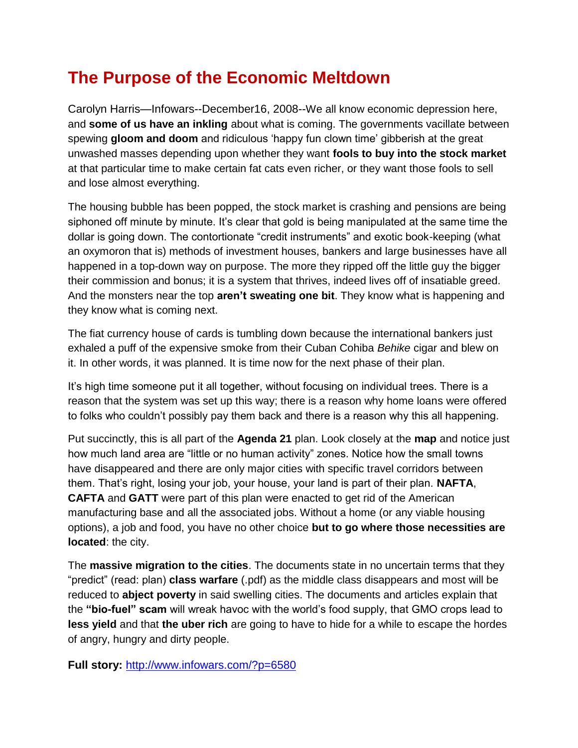# The Purpose of the Economic Meltdown

Carolyn Harris—Infowars--December16, 2008--We all know economic depression here, and **some of us have an inkling** about what is coming. The governments vacillate between spewing **gloom and doom** and ridiculous 'happy fun clown time' gibberish at the great unwashed masses depending upon whether they want **fools to buy into the stock market** at that particular time to make certain fat cats even richer, or they want those fools to sell and lose almost everything.

The housing bubble has been popped, the stock market is crashing and pensions are being siphoned off minute by minute. It's clear that gold is being manipulated at the same time the dollar is going down. The contortionate "credit instruments" and exotic book-keeping (what an oxymoron that is) methods of investment houses, bankers and large businesses have all happened in a top-down way on purpose. The more they ripped off the little guy the bigger their commission and bonus; it is a system that thrives, indeed lives off of insatiable greed. And the monsters near the top **aren't sweating one bit**. They know what is happening and they know what is coming next.

The fiat currency house of cards is tumbling down because the international bankers just exhaled a puff of the expensive smoke from their Cuban Cohiba *Behike* cigar and blew on it. In other words, it was planned. It is time now for the next phase of their plan.

It's high time someone put it all together, without focusing on individual trees. There is a reason that the system was set up this way; there is a reason why home loans were offered to folks who couldn't possibly pay them back and there is a reason why this all happening.

Put succinctly, this is all part of the **Agenda 21** plan. Look closely at the **map** and notice just how much land area are "little or no human activity" zones. Notice how the small towns have disappeared and there are only major cities with specific travel corridors between them. That's right, losing your job, your house, your land is part of their plan. **NAFTA**, **CAFTA** and **GATT** were part of this plan were enacted to get rid of the American manufacturing base and all the associated jobs. Without a home (or any viable housing options), a job and food, you have no other choice **but to go where those necessities are located**: the city.

The **massive migration to the cities**. The documents state in no uncertain terms that they "predict" (read: plan) **class warfare** (.pdf) as the middle class disappears and most will be reduced to **abject poverty** in said swelling cities. The documents and articles explain that the **"bio-fuel" scam** will wreak havoc with the world's food supply, that GMO crops lead to **less yield** and that **the uber rich** are going to have to hide for a while to escape the hordes of angry, hungry and dirty people.

**Full story:** [http://www.infowars.com/?p=6580](http://www.infowars.com/?p=6580)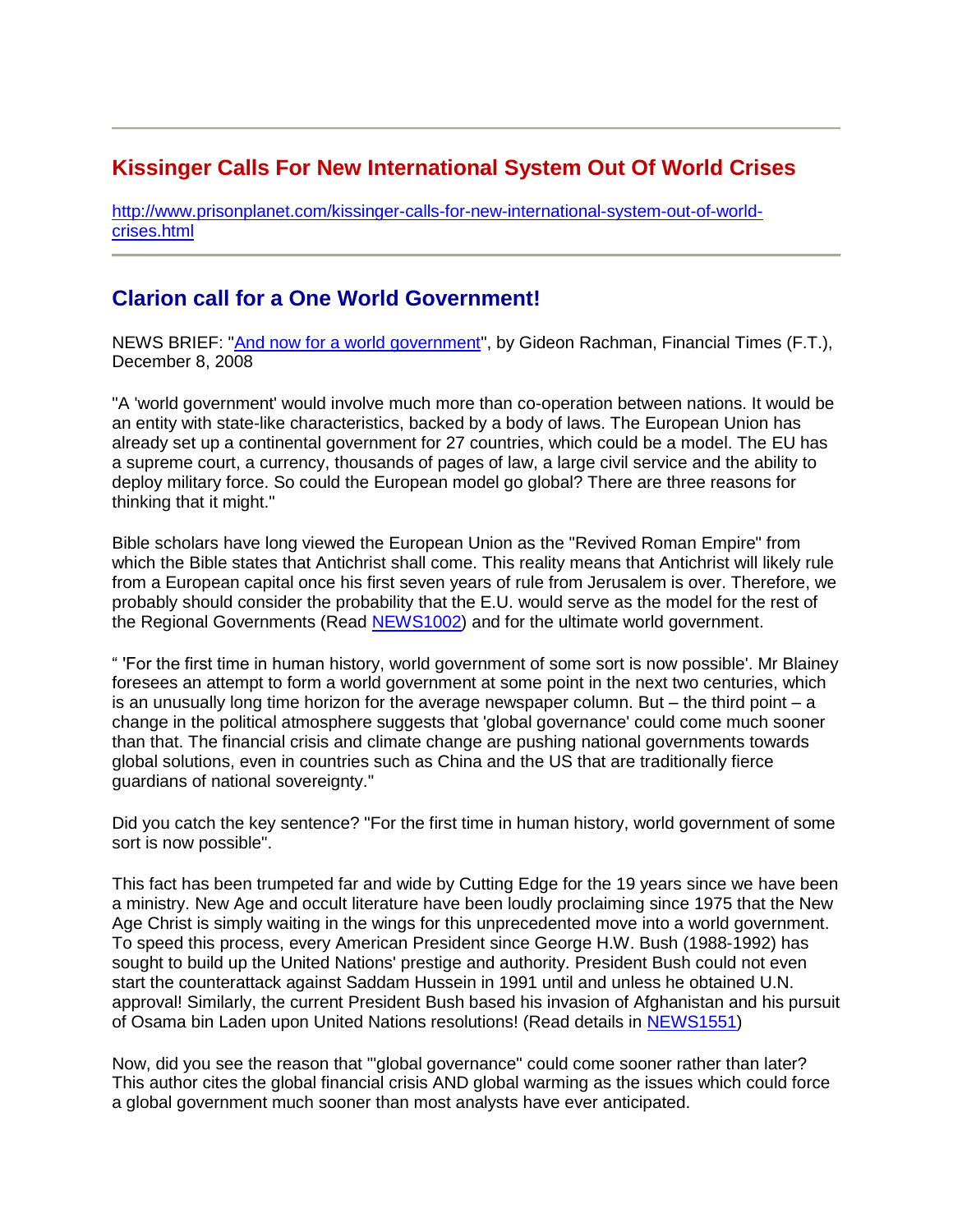---

## Kissinger Calls For New International System Out Of World Crises

http://www.prisonplanet.com/kissinger-calls-for-new-international-system-out-of-world-crises.html

---

## Clarion call for a One World Government!

NEWS BRIEF: "And now for a world government", by Gideon Rachman, Financial Times (F.T.), December 8, 2008

"A 'world government' would involve much more than co-operation between nations. It would be an entity with state-like characteristics, backed by a body of laws. The European Union has already set up a continental government for 27 countries, which could be a model. The EU has a supreme court, a currency, thousands of pages of law, a large civil service and the ability to deploy military force. So could the European model go global? There are three reasons for thinking that it might."

Bible scholars have long viewed the European Union as the "Revived Roman Empire" from which the Bible states that Antichrist shall come. This reality means that Antichrist will likely rule from a European capital once his first seven years of rule from Jerusalem is over. Therefore, we probably should consider the probability that the E.U. would serve as the model for the rest of the Regional Governments (Read NEWS1002) and for the ultimate world government.

" 'For the first time in human history, world government of some sort is now possible'. Mr Blainey foresees an attempt to form a world government at some point in the next two centuries, which is an unusually long time horizon for the average newspaper column. But – the third point – a change in the political atmosphere suggests that 'global governance' could come much sooner than that. The financial crisis and climate change are pushing national governments towards global solutions, even in countries such as China and the US that are traditionally fierce guardians of national sovereignty."

Did you catch the key sentence? "For the first time in human history, world government of some sort is now possible".

This fact has been trumpeted far and wide by Cutting Edge for the 19 years since we have been a ministry. New Age and occult literature have been loudly proclaiming since 1975 that the New Age Christ is simply waiting in the wings for this unprecedented move into a world government. To speed this process, every American President since George H.W. Bush (1988-1992) has sought to build up the United Nations' prestige and authority. President Bush could not even start the counterattack against Saddam Hussein in 1991 until and unless he obtained U.N. approval! Similarly, the current President Bush based his invasion of Afghanistan and his pursuit of Osama bin Laden upon United Nations resolutions! (Read details in NEWS1551)

Now, did you see the reason that "'global governance" could come sooner rather than later? This author cites the global financial crisis AND global warming as the issues which could force a global government much sooner than most analysts have ever anticipated.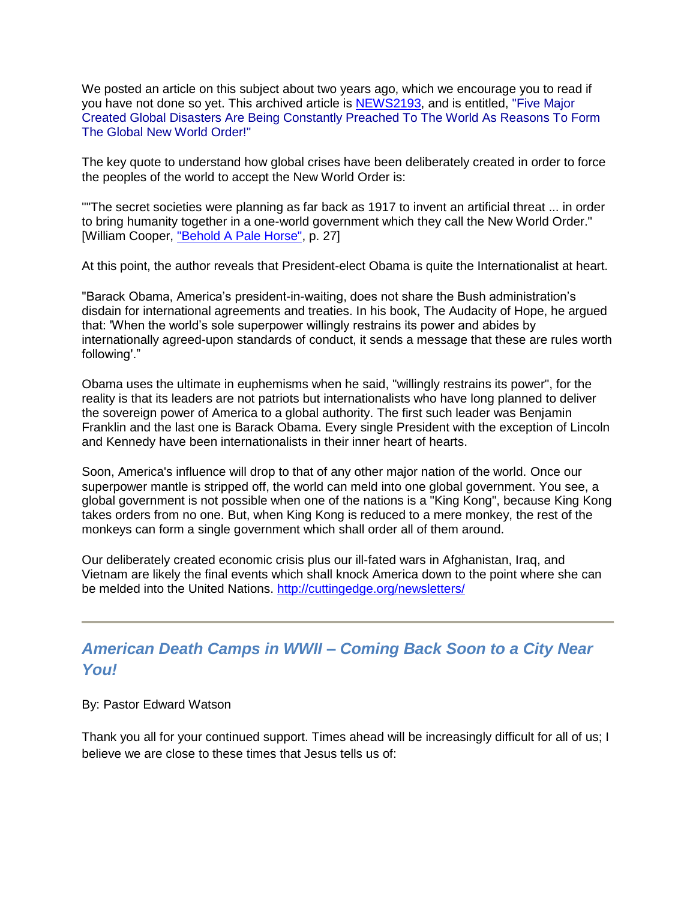We posted an article on this subject about two years ago, which we encourage you to read if you have not done so yet. This archived article is [NEWS2193](NEWS2193), and is entitled, "Five Major Created Global Disasters Are Being Constantly Preached To The World As Reasons To Form The Global New World Order!"

The key quote to understand how global crises have been deliberately created in order to force the peoples of the world to accept the New World Order is:

""The secret societies were planning as far back as 1917 to invent an artificial threat ... in order to bring humanity together in a one-world government which they call the New World Order." [William Cooper, "Behold A Pale Horse", p. 27]

At this point, the author reveals that President-elect Obama is quite the Internationalist at heart.

"Barack Obama, America's president-in-waiting, does not share the Bush administration's disdain for international agreements and treaties. In his book, The Audacity of Hope, he argued that: 'When the world's sole superpower willingly restrains its power and abides by internationally agreed-upon standards of conduct, it sends a message that these are rules worth following'."

Obama uses the ultimate in euphemisms when he said, "willingly restrains its power", for the reality is that its leaders are not patriots but internationalists who have long planned to deliver the sovereign power of America to a global authority. The first such leader was Benjamin Franklin and the last one is Barack Obama. Every single President with the exception of Lincoln and Kennedy have been internationalists in their inner heart of hearts.

Soon, America's influence will drop to that of any other major nation of the world. Once our superpower mantle is stripped off, the world can meld into one global government. You see, a global government is not possible when one of the nations is a "King Kong", because King Kong takes orders from no one. But, when King Kong is reduced to a mere monkey, the rest of the monkeys can form a single government which shall order all of them around.

Our deliberately created economic crisis plus our ill-fated wars in Afghanistan, Iraq, and Vietnam are likely the final events which shall knock America down to the point where she can be melded into the United Nations. http://cuttingedge.org/newsletters/

---

## *American Death Camps in WWII – Coming Back Soon to a City Near You!*

By: Pastor Edward Watson

Thank you all for your continued support. Times ahead will be increasingly difficult for all of us; I believe we are close to these times that Jesus tells us of: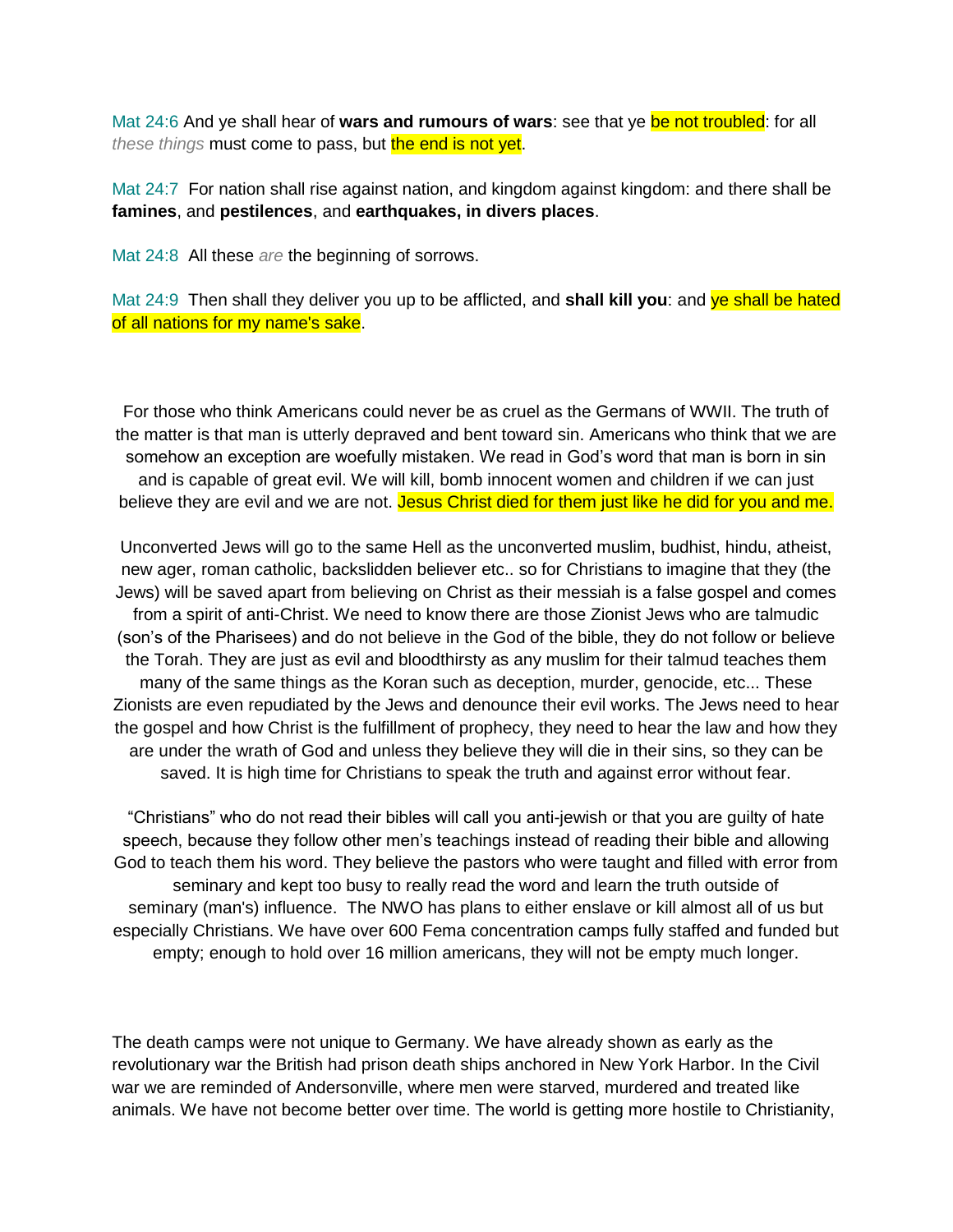Mat 24:6 And ye shall hear of **wars and rumours of wars**: see that ye be not troubled: for all *these things* must come to pass, but the end is not yet.

Mat 24:7 For nation shall rise against nation, and kingdom against kingdom: and there shall be **famines**, and **pestilences**, and **earthquakes, in divers places**.

Mat 24:8 All these *are* the beginning of sorrows.

Mat 24:9 Then shall they deliver you up to be afflicted, and **shall kill you**: and ye shall be hated of all nations for my name's sake.

For those who think Americans could never be as cruel as the Germans of WWII. The truth of the matter is that man is utterly depraved and bent toward sin. Americans who think that we are somehow an exception are woefully mistaken. We read in God's word that man is born in sin and is capable of great evil. We will kill, bomb innocent women and children if we can just believe they are evil and we are not. Jesus Christ died for them just like he did for you and me.

Unconverted Jews will go to the same Hell as the unconverted muslim, budhist, hindu, atheist, new ager, roman catholic, backslidden believer etc.. so for Christians to imagine that they (the Jews) will be saved apart from believing on Christ as their messiah is a false gospel and comes from a spirit of anti-Christ. We need to know there are those Zionist Jews who are talmudic (son's of the Pharisees) and do not believe in the God of the bible, they do not follow or believe the Torah. They are just as evil and bloodthirsty as any muslim for their talmud teaches them many of the same things as the Koran such as deception, murder, genocide, etc... These Zionists are even repudiated by the Jews and denounce their evil works. The Jews need to hear the gospel and how Christ is the fulfillment of prophecy, they need to hear the law and how they are under the wrath of God and unless they believe they will die in their sins, so they can be saved. It is high time for Christians to speak the truth and against error without fear.

"Christians" who do not read their bibles will call you anti-jewish or that you are guilty of hate speech, because they follow other men's teachings instead of reading their bible and allowing God to teach them his word. They believe the pastors who were taught and filled with error from seminary and kept too busy to really read the word and learn the truth outside of seminary (man's) influence. The NWO has plans to either enslave or kill almost all of us but especially Christians. We have over 600 Fema concentration camps fully staffed and funded but empty; enough to hold over 16 million americans, they will not be empty much longer.

The death camps were not unique to Germany. We have already shown as early as the revolutionary war the British had prison death ships anchored in New York Harbor. In the Civil war we are reminded of Andersonville, where men were starved, murdered and treated like animals. We have not become better over time. The world is getting more hostile to Christianity,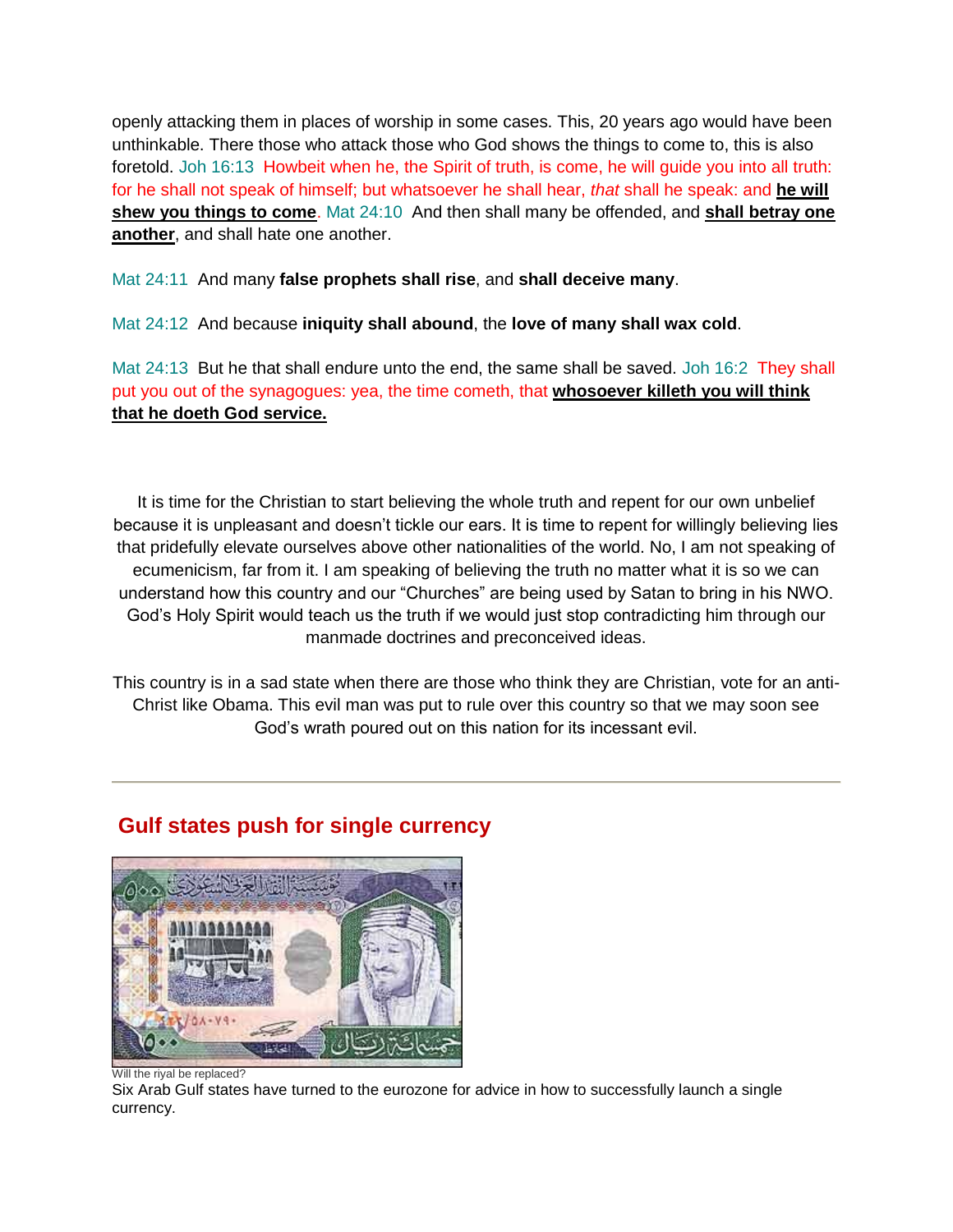openly attacking them in places of worship in some cases. This, 20 years ago would have been unthinkable. There those who attack those who God shows the things to come to, this is also foretold. Joh 16:13  Howbeit when he, the Spirit of truth, is come, he will guide you into all truth: for he shall not speak of himself; but whatsoever he shall hear, *that* shall he speak: and **he will shew you things to come**. Mat 24:10  And then shall many be offended, and **shall betray one another**, and shall hate one another.

Mat 24:11  And many **false prophets shall rise**, and **shall deceive many**.

Mat 24:12  And because **iniquity shall abound**, the **love of many shall wax cold**.

Mat 24:13  But he that shall endure unto the end, the same shall be saved. Joh 16:2  They shall put you out of the synagogues: yea, the time cometh, that **whosoever killeth you will think that he doeth God service.**

It is time for the Christian to start believing the whole truth and repent for our own unbelief because it is unpleasant and doesn't tickle our ears. It is time to repent for willingly believing lies that pridefully elevate ourselves above other nationalities of the world. No, I am not speaking of ecumenicism, far from it. I am speaking of believing the truth no matter what it is so we can understand how this country and our "Churches" are being used by Satan to bring in his NWO. God's Holy Spirit would teach us the truth if we would just stop contradicting him through our manmade doctrines and preconceived ideas.

This country is in a sad state when there are those who think they are Christian, vote for an anti-Christ like Obama. This evil man was put to rule over this country so that we may soon see God's wrath poured out on this nation for its incessant evil.

---

## Gulf states push for single currency

Will the riyal be replaced?

Six Arab Gulf states have turned to the eurozone for advice in how to successfully launch a single currency.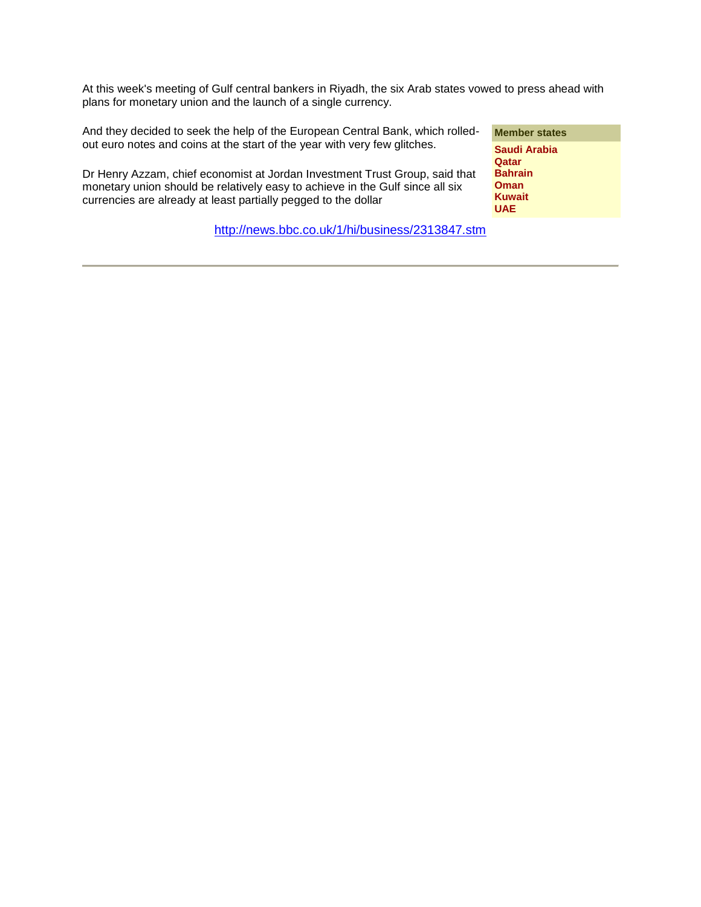At this week's meeting of Gulf central bankers in Riyadh, the six Arab states vowed to press ahead with plans for monetary union and the launch of a single currency.

And they decided to seek the help of the European Central Bank, which rolled-out euro notes and coins at the start of the year with very few glitches.

Dr Henry Azzam, chief economist at Jordan Investment Trust Group, said that monetary union should be relatively easy to achieve in the Gulf since all six currencies are already at least partially pegged to the dollar

| Member states |
| --- |
| Saudi Arabia |
| Qatar |
| Bahrain |
| Oman |
| Kuwait |
| UAE |

http://news.bbc.co.uk/1/hi/business/2313847.stm

---